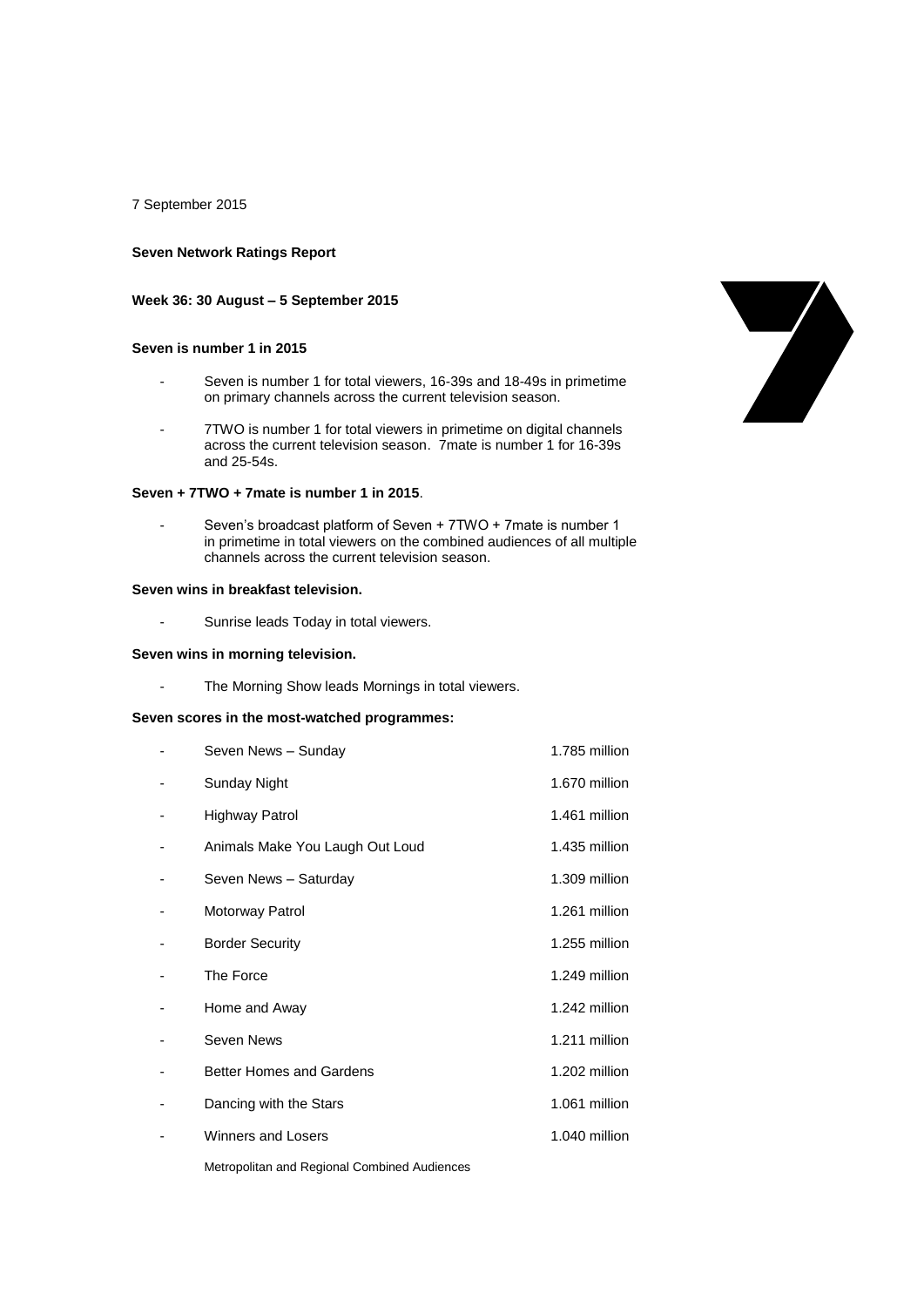7 September 2015

**Seven Network Ratings Report**

**Week 36: 30 August – 5 September 2015**

**Seven is number 1 in 2015**

- Seven is number 1 for total viewers, 16-39s and 18-49s in primetime on primary channels across the current television season.
- 7TWO is number 1 for total viewers in primetime on digital channels across the current television season. 7mate is number 1 for 16-39s and 25-54s.

**Seven + 7TWO + 7mate is number 1 in 2015**.

- Seven's broadcast platform of Seven + 7TWO + 7mate is number 1 in primetime in total viewers on the combined audiences of all multiple channels across the current television season.

**Seven wins in breakfast television.**

- Sunrise leads Today in total viewers.

**Seven wins in morning television.**

- The Morning Show leads Mornings in total viewers.

**Seven scores in the most-watched programmes:**

| Programme | Audience |
|---|---|
| Seven News – Sunday | 1.785 million |
| Sunday Night | 1.670 million |
| Highway Patrol | 1.461 million |
| Animals Make You Laugh Out Loud | 1.435 million |
| Seven News – Saturday | 1.309 million |
| Motorway Patrol | 1.261 million |
| Border Security | 1.255 million |
| The Force | 1.249 million |
| Home and Away | 1.242 million |
| Seven News | 1.211 million |
| Better Homes and Gardens | 1.202 million |
| Dancing with the Stars | 1.061 million |
| Winners and Losers | 1.040 million |

Metropolitan and Regional Combined Audiences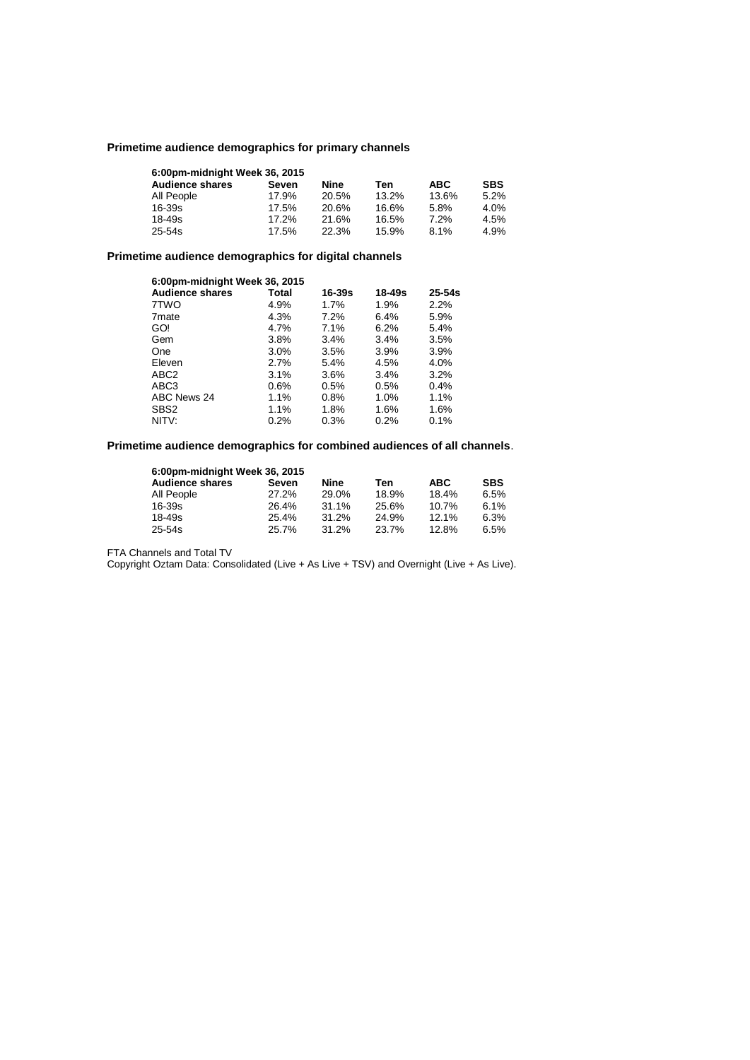**Primetime audience demographics for primary channels**

| 6:00pm-midnight Week 36, 2015 | | | | | |
|---|---|---|---|---|---|
| **Audience shares** | **Seven** | **Nine** | **Ten** | **ABC** | **SBS** |
| All People | 17.9% | 20.5% | 13.2% | 13.6% | 5.2% |
| 16-39s | 17.5% | 20.6% | 16.6% | 5.8% | 4.0% |
| 18-49s | 17.2% | 21.6% | 16.5% | 7.2% | 4.5% |
| 25-54s | 17.5% | 22.3% | 15.9% | 8.1% | 4.9% |

**Primetime audience demographics for digital channels**

| 6:00pm-midnight Week 36, 2015 | | | | |
|---|---|---|---|---|
| **Audience shares** | **Total** | **16-39s** | **18-49s** | **25-54s** |
| 7TWO | 4.9% | 1.7% | 1.9% | 2.2% |
| 7mate | 4.3% | 7.2% | 6.4% | 5.9% |
| GO! | 4.7% | 7.1% | 6.2% | 5.4% |
| Gem | 3.8% | 3.4% | 3.4% | 3.5% |
| One | 3.0% | 3.5% | 3.9% | 3.9% |
| Eleven | 2.7% | 5.4% | 4.5% | 4.0% |
| ABC2 | 3.1% | 3.6% | 3.4% | 3.2% |
| ABC3 | 0.6% | 0.5% | 0.5% | 0.4% |
| ABC News 24 | 1.1% | 0.8% | 1.0% | 1.1% |
| SBS2 | 1.1% | 1.8% | 1.6% | 1.6% |
| NITV: | 0.2% | 0.3% | 0.2% | 0.1% |

**Primetime audience demographics for combined audiences of all channels**.

| 6:00pm-midnight Week 36, 2015 | | | | | |
|---|---|---|---|---|---|
| **Audience shares** | **Seven** | **Nine** | **Ten** | **ABC** | **SBS** |
| All People | 27.2% | 29.0% | 18.9% | 18.4% | 6.5% |
| 16-39s | 26.4% | 31.1% | 25.6% | 10.7% | 6.1% |
| 18-49s | 25.4% | 31.2% | 24.9% | 12.1% | 6.3% |
| 25-54s | 25.7% | 31.2% | 23.7% | 12.8% | 6.5% |

FTA Channels and Total TV

Copyright Oztam Data: Consolidated (Live + As Live + TSV) and Overnight (Live + As Live).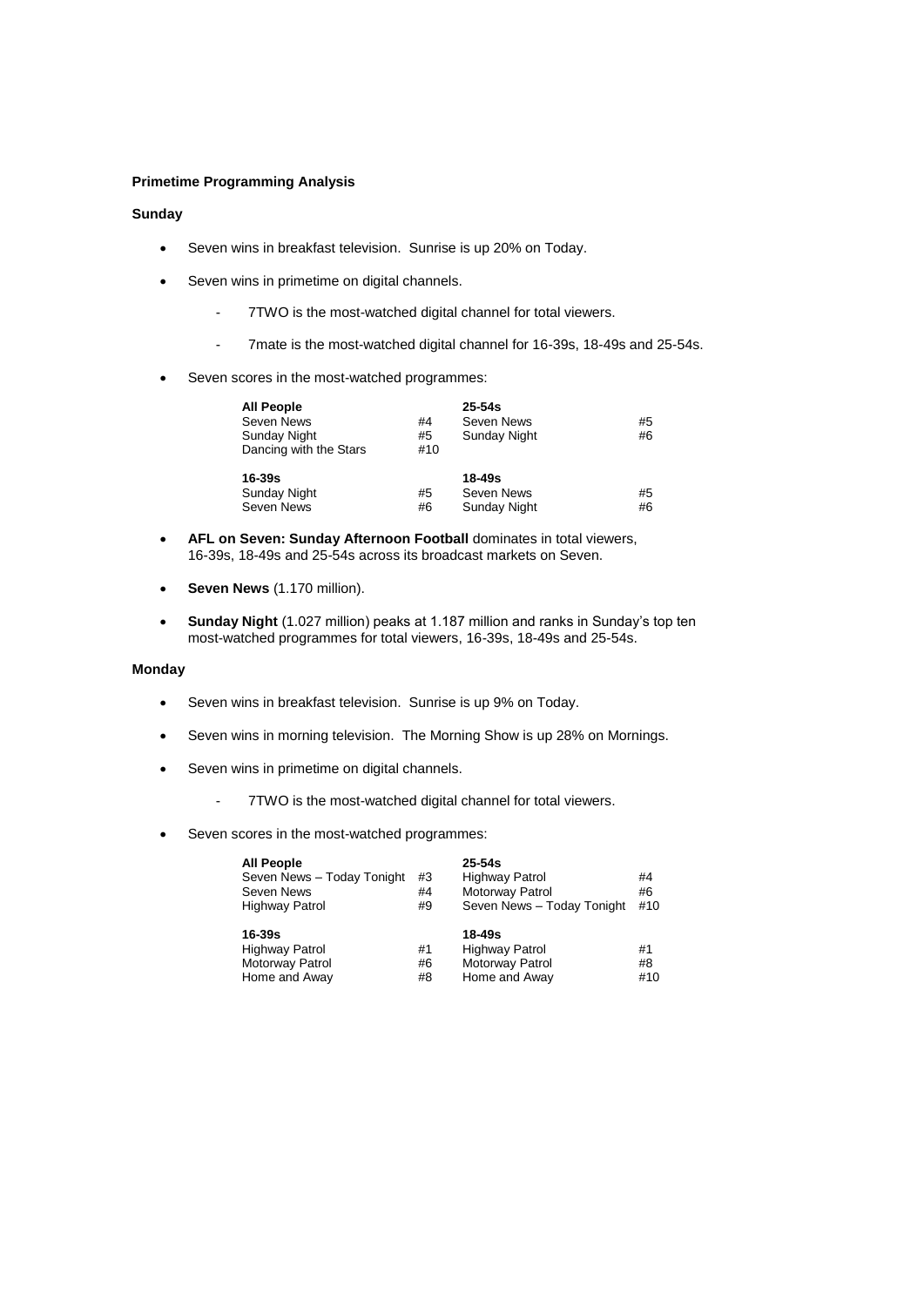**Primetime Programming Analysis**

**Sunday**

- Seven wins in breakfast television. Sunrise is up 20% on Today.
- Seven wins in primetime on digital channels.
  - 7TWO is the most-watched digital channel for total viewers.
  - 7mate is the most-watched digital channel for 16-39s, 18-49s and 25-54s.
- Seven scores in the most-watched programmes:

| **All People** | | **25-54s** | |
|---|---|---|---|
| Seven News | #4 | Seven News | #5 |
| Sunday Night | #5 | Sunday Night | #6 |
| Dancing with the Stars | #10 | | |
| **16-39s** | | **18-49s** | |
| Sunday Night | #5 | Seven News | #5 |
| Seven News | #6 | Sunday Night | #6 |

- **AFL on Seven: Sunday Afternoon Football** dominates in total viewers, 16-39s, 18-49s and 25-54s across its broadcast markets on Seven.
- **Seven News** (1.170 million).
- **Sunday Night** (1.027 million) peaks at 1.187 million and ranks in Sunday's top ten most-watched programmes for total viewers, 16-39s, 18-49s and 25-54s.

**Monday**

- Seven wins in breakfast television. Sunrise is up 9% on Today.
- Seven wins in morning television. The Morning Show is up 28% on Mornings.
- Seven wins in primetime on digital channels.
  - 7TWO is the most-watched digital channel for total viewers.
- Seven scores in the most-watched programmes:

| **All People** | | **25-54s** | |
|---|---|---|---|
| Seven News – Today Tonight | #3 | Highway Patrol | #4 |
| Seven News | #4 | Motorway Patrol | #6 |
| Highway Patrol | #9 | Seven News – Today Tonight | #10 |
| **16-39s** | | **18-49s** | |
| Highway Patrol | #1 | Highway Patrol | #1 |
| Motorway Patrol | #6 | Motorway Patrol | #8 |
| Home and Away | #8 | Home and Away | #10 |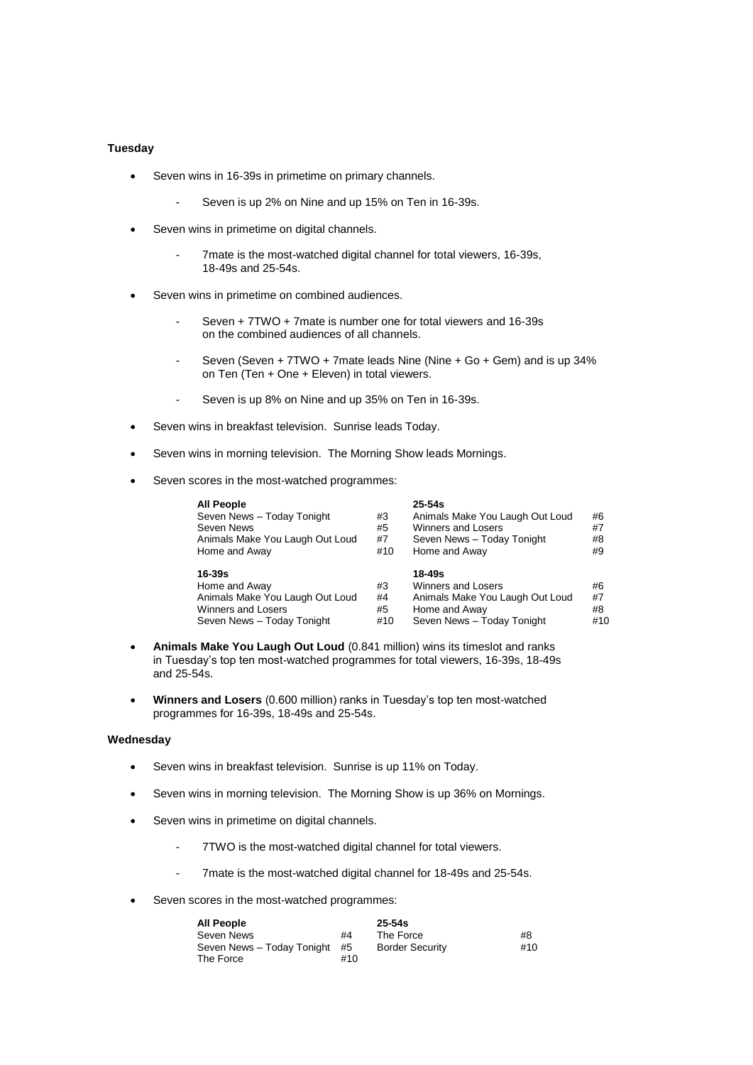**Tuesday**

- Seven wins in 16-39s in primetime on primary channels.
    - Seven is up 2% on Nine and up 15% on Ten in 16-39s.
- Seven wins in primetime on digital channels.
    - 7mate is the most-watched digital channel for total viewers, 16-39s, 18-49s and 25-54s.
- Seven wins in primetime on combined audiences.
    - Seven + 7TWO + 7mate is number one for total viewers and 16-39s on the combined audiences of all channels.
    - Seven (Seven + 7TWO + 7mate leads Nine (Nine + Go + Gem) and is up 34% on Ten (Ten + One + Eleven) in total viewers.
    - Seven is up 8% on Nine and up 35% on Ten in 16-39s.
- Seven wins in breakfast television. Sunrise leads Today.
- Seven wins in morning television. The Morning Show leads Mornings.
- Seven scores in the most-watched programmes:

| **All People** | | **25-54s** | |
|---|---|---|---|
| Seven News – Today Tonight | #3 | Animals Make You Laugh Out Loud | #6 |
| Seven News | #5 | Winners and Losers | #7 |
| Animals Make You Laugh Out Loud | #7 | Seven News – Today Tonight | #8 |
| Home and Away | #10 | Home and Away | #9 |
| **16-39s** | | **18-49s** | |
| Home and Away | #3 | Winners and Losers | #6 |
| Animals Make You Laugh Out Loud | #4 | Animals Make You Laugh Out Loud | #7 |
| Winners and Losers | #5 | Home and Away | #8 |
| Seven News – Today Tonight | #10 | Seven News – Today Tonight | #10 |

- **Animals Make You Laugh Out Loud** (0.841 million) wins its timeslot and ranks in Tuesday's top ten most-watched programmes for total viewers, 16-39s, 18-49s and 25-54s.
- **Winners and Losers** (0.600 million) ranks in Tuesday's top ten most-watched programmes for 16-39s, 18-49s and 25-54s.

**Wednesday**

- Seven wins in breakfast television. Sunrise is up 11% on Today.
- Seven wins in morning television. The Morning Show is up 36% on Mornings.
- Seven wins in primetime on digital channels.
    - 7TWO is the most-watched digital channel for total viewers.
    - 7mate is the most-watched digital channel for 18-49s and 25-54s.
- Seven scores in the most-watched programmes:

| **All People** | | **25-54s** | |
|---|---|---|---|
| Seven News | #4 | The Force | #8 |
| Seven News – Today Tonight | #5 | Border Security | #10 |
| The Force | #10 | | |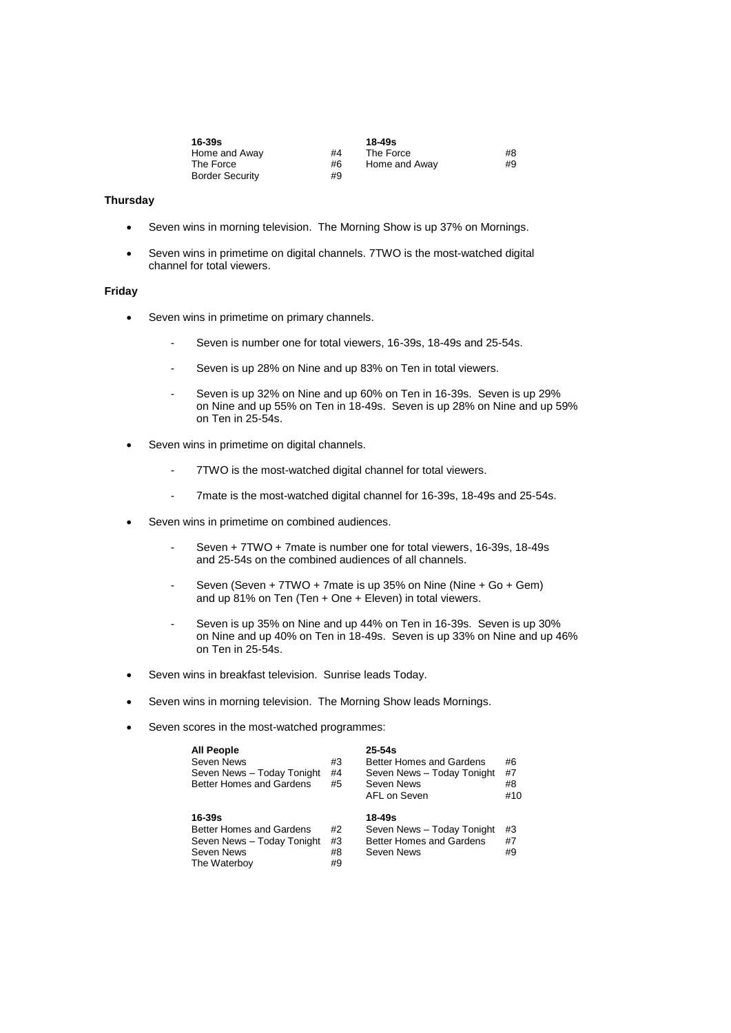| **16-39s** | | **18-49s** | |
|---|---|---|---|
| Home and Away | #4 | The Force | #8 |
| The Force | #6 | Home and Away | #9 |
| Border Security | #9 | | |

**Thursday**

- Seven wins in morning television. The Morning Show is up 37% on Mornings.
- Seven wins in primetime on digital channels. 7TWO is the most-watched digital channel for total viewers.

**Friday**

- Seven wins in primetime on primary channels.
  - Seven is number one for total viewers, 16-39s, 18-49s and 25-54s.
  - Seven is up 28% on Nine and up 83% on Ten in total viewers.
  - Seven is up 32% on Nine and up 60% on Ten in 16-39s. Seven is up 29% on Nine and up 55% on Ten in 18-49s. Seven is up 28% on Nine and up 59% on Ten in 25-54s.
- Seven wins in primetime on digital channels.
  - 7TWO is the most-watched digital channel for total viewers.
  - 7mate is the most-watched digital channel for 16-39s, 18-49s and 25-54s.
- Seven wins in primetime on combined audiences.
  - Seven + 7TWO + 7mate is number one for total viewers, 16-39s, 18-49s and 25-54s on the combined audiences of all channels.
  - Seven (Seven + 7TWO + 7mate is up 35% on Nine (Nine + Go + Gem) and up 81% on Ten (Ten + One + Eleven) in total viewers.
  - Seven is up 35% on Nine and up 44% on Ten in 16-39s. Seven is up 30% on Nine and up 40% on Ten in 18-49s. Seven is up 33% on Nine and up 46% on Ten in 25-54s.
- Seven wins in breakfast television. Sunrise leads Today.
- Seven wins in morning television. The Morning Show leads Mornings.
- Seven scores in the most-watched programmes:

| **All People** | | **25-54s** | |
|---|---|---|---|
| Seven News | #3 | Better Homes and Gardens | #6 |
| Seven News – Today Tonight | #4 | Seven News – Today Tonight | #7 |
| Better Homes and Gardens | #5 | Seven News | #8 |
| | | AFL on Seven | #10 |

| **16-39s** | | **18-49s** | |
|---|---|---|---|
| Better Homes and Gardens | #2 | Seven News – Today Tonight | #3 |
| Seven News – Today Tonight | #3 | Better Homes and Gardens | #7 |
| Seven News | #8 | Seven News | #9 |
| The Waterboy | #9 | | |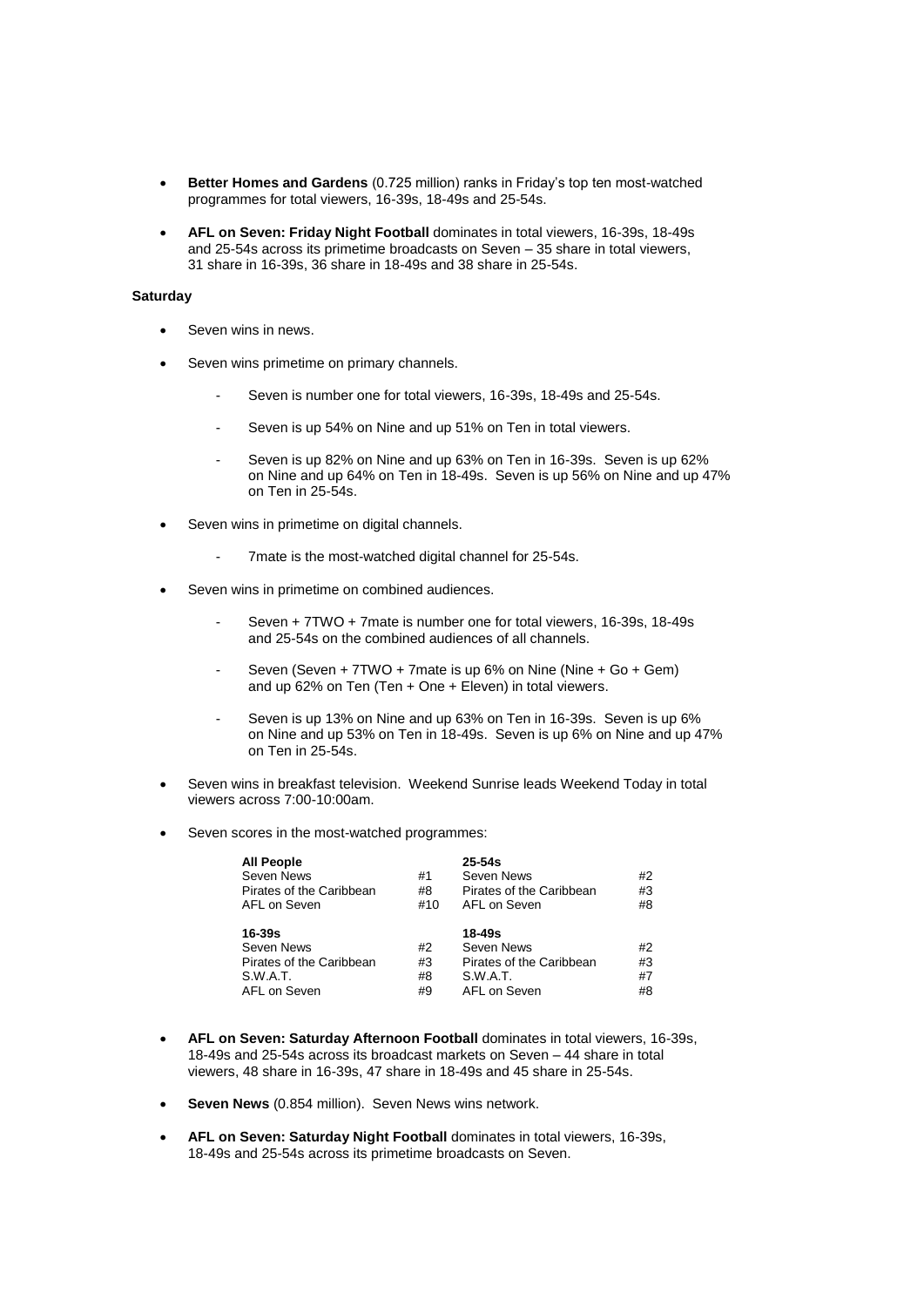- **Better Homes and Gardens** (0.725 million) ranks in Friday's top ten most-watched programmes for total viewers, 16-39s, 18-49s and 25-54s.

- **AFL on Seven: Friday Night Football** dominates in total viewers, 16-39s, 18-49s and 25-54s across its primetime broadcasts on Seven – 35 share in total viewers, 31 share in 16-39s, 36 share in 18-49s and 38 share in 25-54s.

**Saturday**

- Seven wins in news.

- Seven wins primetime on primary channels.

    - Seven is number one for total viewers, 16-39s, 18-49s and 25-54s.

    - Seven is up 54% on Nine and up 51% on Ten in total viewers.

    - Seven is up 82% on Nine and up 63% on Ten in 16-39s. Seven is up 62% on Nine and up 64% on Ten in 18-49s. Seven is up 56% on Nine and up 47% on Ten in 25-54s.

- Seven wins in primetime on digital channels.

    - 7mate is the most-watched digital channel for 25-54s.

- Seven wins in primetime on combined audiences.

    - Seven + 7TWO + 7mate is number one for total viewers, 16-39s, 18-49s and 25-54s on the combined audiences of all channels.

    - Seven (Seven + 7TWO + 7mate is up 6% on Nine (Nine + Go + Gem) and up 62% on Ten (Ten + One + Eleven) in total viewers.

    - Seven is up 13% on Nine and up 63% on Ten in 16-39s. Seven is up 6% on Nine and up 53% on Ten in 18-49s. Seven is up 6% on Nine and up 47% on Ten in 25-54s.

- Seven wins in breakfast television. Weekend Sunrise leads Weekend Today in total viewers across 7:00-10:00am.

- Seven scores in the most-watched programmes:

| **All People** | | **25-54s** | |
|---|---|---|---|
| Seven News | #1 | Seven News | #2 |
| Pirates of the Caribbean | #8 | Pirates of the Caribbean | #3 |
| AFL on Seven | #10 | AFL on Seven | #8 |
| **16-39s** | | **18-49s** | |
| Seven News | #2 | Seven News | #2 |
| Pirates of the Caribbean | #3 | Pirates of the Caribbean | #3 |
| S.W.A.T. | #8 | S.W.A.T. | #7 |
| AFL on Seven | #9 | AFL on Seven | #8 |

- **AFL on Seven: Saturday Afternoon Football** dominates in total viewers, 16-39s, 18-49s and 25-54s across its broadcast markets on Seven – 44 share in total viewers, 48 share in 16-39s, 47 share in 18-49s and 45 share in 25-54s.

- **Seven News** (0.854 million). Seven News wins network.

- **AFL on Seven: Saturday Night Football** dominates in total viewers, 16-39s, 18-49s and 25-54s across its primetime broadcasts on Seven.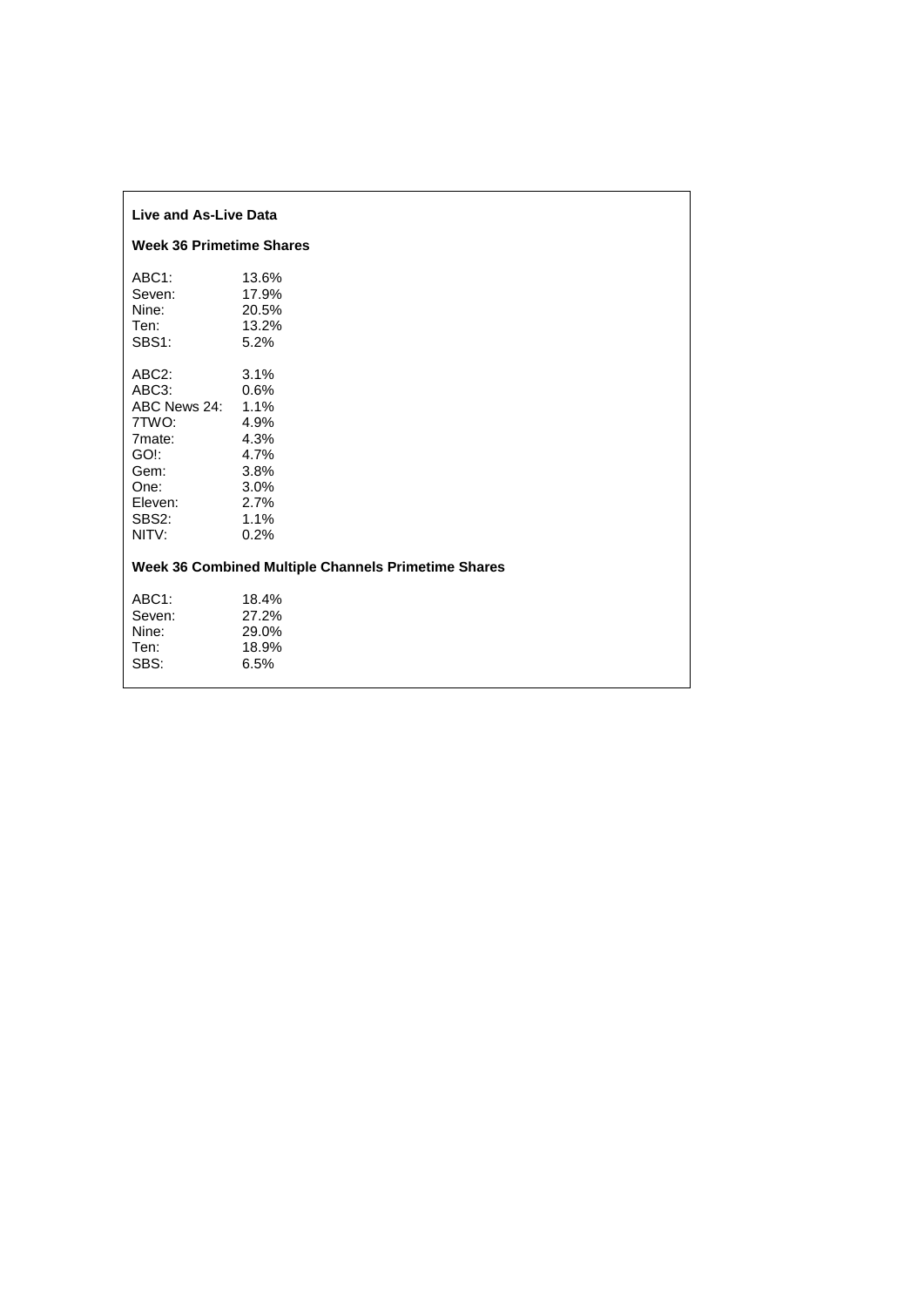**Live and As-Live Data**

**Week 36 Primetime Shares**

| | |
|---|---|
| ABC1: | 13.6% |
| Seven: | 17.9% |
| Nine: | 20.5% |
| Ten: | 13.2% |
| SBS1: | 5.2% |

| | |
|---|---|
| ABC2: | 3.1% |
| ABC3: | 0.6% |
| ABC News 24: | 1.1% |
| 7TWO: | 4.9% |
| 7mate: | 4.3% |
| GO!: | 4.7% |
| Gem: | 3.8% |
| One: | 3.0% |
| Eleven: | 2.7% |
| SBS2: | 1.1% |
| NITV: | 0.2% |

**Week 36 Combined Multiple Channels Primetime Shares**

| | |
|---|---|
| ABC1: | 18.4% |
| Seven: | 27.2% |
| Nine: | 29.0% |
| Ten: | 18.9% |
| SBS: | 6.5% |